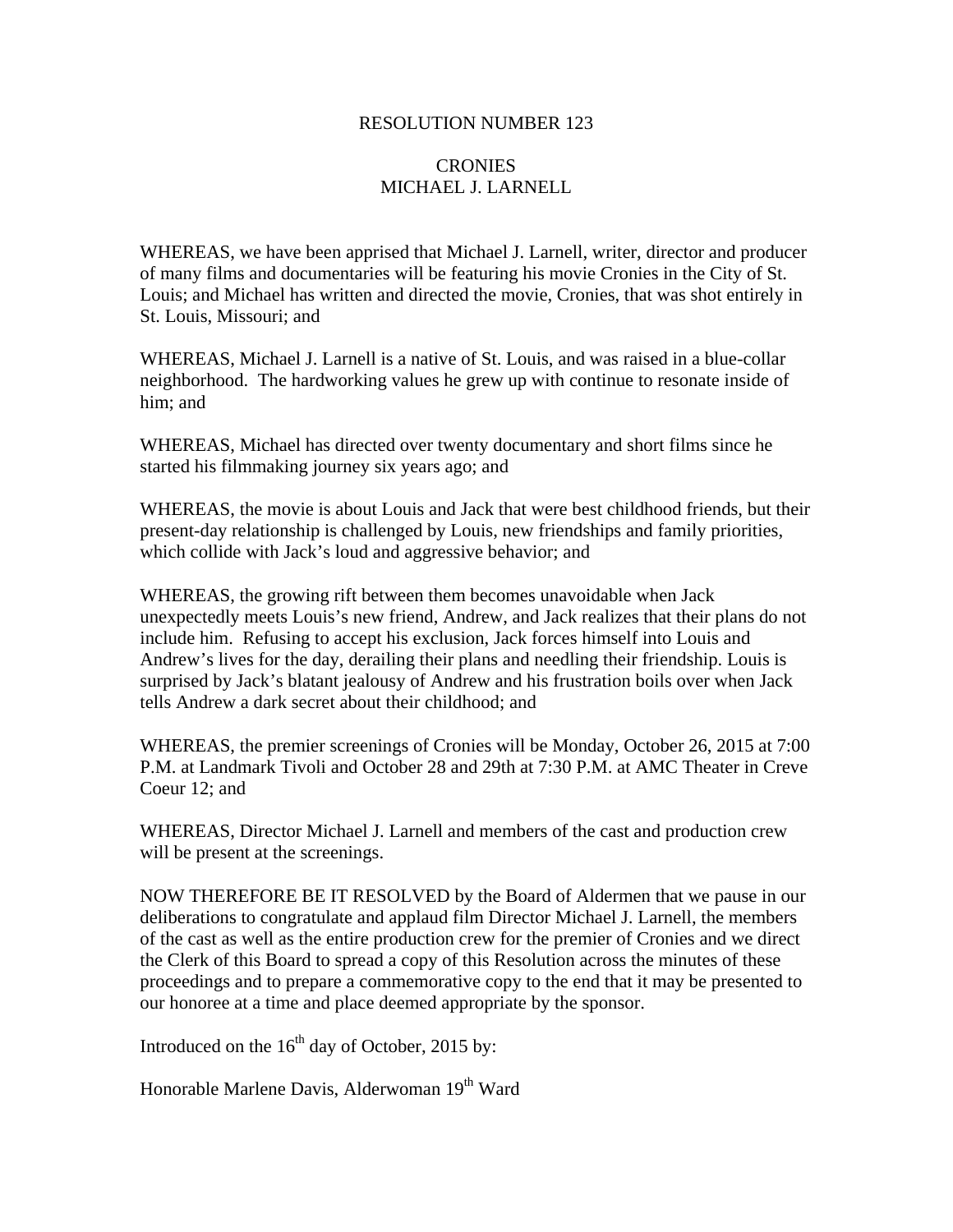# RESOLUTION NUMBER 123

## CRONIES
## MICHAEL J. LARNELL

WHEREAS, we have been apprised that Michael J. Larnell, writer, director and producer of many films and documentaries will be featuring his movie Cronies in the City of St. Louis; and Michael has written and directed the movie, Cronies, that was shot entirely in St. Louis, Missouri; and

WHEREAS, Michael J. Larnell is a native of St. Louis, and was raised in a blue-collar neighborhood. The hardworking values he grew up with continue to resonate inside of him; and

WHEREAS, Michael has directed over twenty documentary and short films since he started his filmmaking journey six years ago; and

WHEREAS, the movie is about Louis and Jack that were best childhood friends, but their present-day relationship is challenged by Louis, new friendships and family priorities, which collide with Jack's loud and aggressive behavior; and

WHEREAS, the growing rift between them becomes unavoidable when Jack unexpectedly meets Louis's new friend, Andrew, and Jack realizes that their plans do not include him. Refusing to accept his exclusion, Jack forces himself into Louis and Andrew's lives for the day, derailing their plans and needling their friendship. Louis is surprised by Jack's blatant jealousy of Andrew and his frustration boils over when Jack tells Andrew a dark secret about their childhood; and

WHEREAS, the premier screenings of Cronies will be Monday, October 26, 2015 at 7:00 P.M. at Landmark Tivoli and October 28 and 29th at 7:30 P.M. at AMC Theater in Creve Coeur 12; and

WHEREAS, Director Michael J. Larnell and members of the cast and production crew will be present at the screenings.

NOW THEREFORE BE IT RESOLVED by the Board of Aldermen that we pause in our deliberations to congratulate and applaud film Director Michael J. Larnell, the members of the cast as well as the entire production crew for the premier of Cronies and we direct the Clerk of this Board to spread a copy of this Resolution across the minutes of these proceedings and to prepare a commemorative copy to the end that it may be presented to our honoree at a time and place deemed appropriate by the sponsor.

Introduced on the 16th day of October, 2015 by:

Honorable Marlene Davis, Alderwoman 19th Ward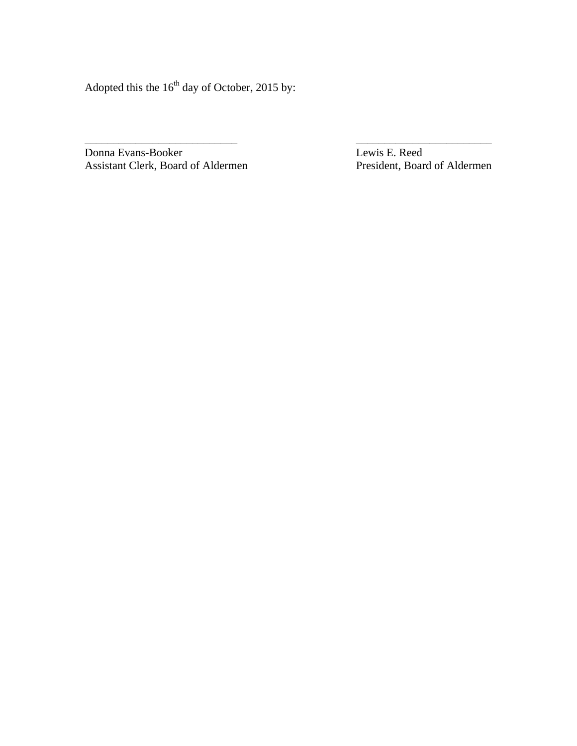Adopted this the 16th day of October, 2015 by:

| | |
|---|---|
| ___________________________ | ________________________ |
| Donna Evans-Booker | Lewis E. Reed |
| Assistant Clerk, Board of Aldermen | President, Board of Aldermen |